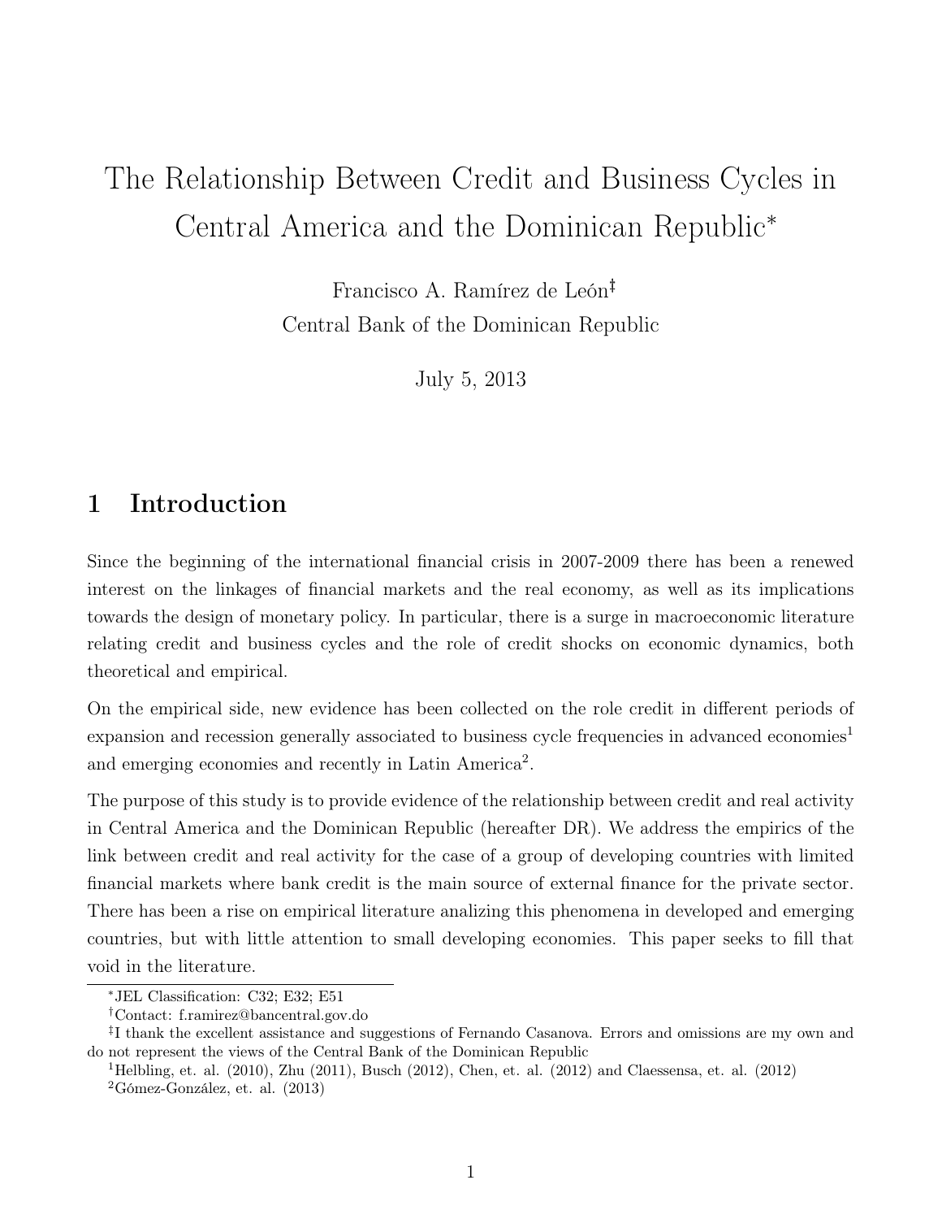# The Relationship Between Credit and Business Cycles in Central America and the Dominican Republic[*]

Francisco A. Ramírez de León[‡]
Central Bank of the Dominican Republic

July 5, 2013

## 1 Introduction

Since the beginning of the international financial crisis in 2007-2009 there has been a renewed interest on the linkages of financial markets and the real economy, as well as its implications towards the design of monetary policy. In particular, there is a surge in macroeconomic literature relating credit and business cycles and the role of credit shocks on economic dynamics, both theoretical and empirical.

On the empirical side, new evidence has been collected on the role credit in different periods of expansion and recession generally associated to business cycle frequencies in advanced economies[1] and emerging economies and recently in Latin America[2].

The purpose of this study is to provide evidence of the relationship between credit and real activity in Central America and the Dominican Republic (hereafter DR). We address the empirics of the link between credit and real activity for the case of a group of developing countries with limited financial markets where bank credit is the main source of external finance for the private sector. There has been a rise on empirical literature analizing this phenomena in developed and emerging countries, but with little attention to small developing economies. This paper seeks to fill that void in the literature.

---

[*] JEL Classification: C32; E32; E51

[†] Contact: f.ramirez@bancentral.gov.do

[‡] I thank the excellent assistance and suggestions of Fernando Casanova. Errors and omissions are my own and do not represent the views of the Central Bank of the Dominican Republic

[1] Helbling, et. al. (2010), Zhu (2011), Busch (2012), Chen, et. al. (2012) and Claessensa, et. al. (2012)

[2] Gómez-González, et. al. (2013)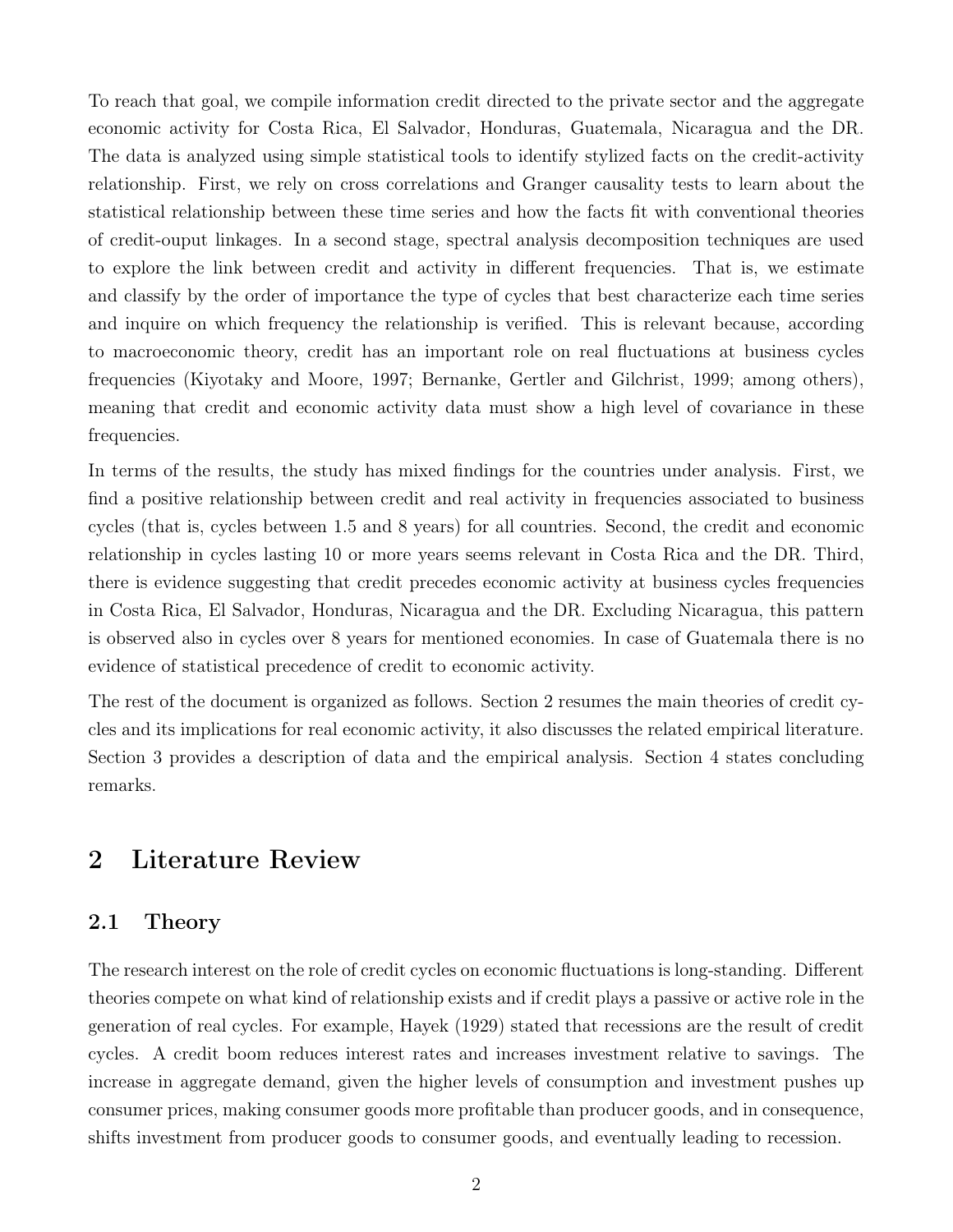To reach that goal, we compile information credit directed to the private sector and the aggregate economic activity for Costa Rica, El Salvador, Honduras, Guatemala, Nicaragua and the DR. The data is analyzed using simple statistical tools to identify stylized facts on the credit-activity relationship. First, we rely on cross correlations and Granger causality tests to learn about the statistical relationship between these time series and how the facts fit with conventional theories of credit-ouput linkages. In a second stage, spectral analysis decomposition techniques are used to explore the link between credit and activity in different frequencies. That is, we estimate and classify by the order of importance the type of cycles that best characterize each time series and inquire on which frequency the relationship is verified. This is relevant because, according to macroeconomic theory, credit has an important role on real fluctuations at business cycles frequencies (Kiyotaky and Moore, 1997; Bernanke, Gertler and Gilchrist, 1999; among others), meaning that credit and economic activity data must show a high level of covariance in these frequencies.

In terms of the results, the study has mixed findings for the countries under analysis. First, we find a positive relationship between credit and real activity in frequencies associated to business cycles (that is, cycles between 1.5 and 8 years) for all countries. Second, the credit and economic relationship in cycles lasting 10 or more years seems relevant in Costa Rica and the DR. Third, there is evidence suggesting that credit precedes economic activity at business cycles frequencies in Costa Rica, El Salvador, Honduras, Nicaragua and the DR. Excluding Nicaragua, this pattern is observed also in cycles over 8 years for mentioned economies. In case of Guatemala there is no evidence of statistical precedence of credit to economic activity.

The rest of the document is organized as follows. Section 2 resumes the main theories of credit cycles and its implications for real economic activity, it also discusses the related empirical literature. Section 3 provides a description of data and the empirical analysis. Section 4 states concluding remarks.

## 2 Literature Review

### 2.1 Theory

The research interest on the role of credit cycles on economic fluctuations is long-standing. Different theories compete on what kind of relationship exists and if credit plays a passive or active role in the generation of real cycles. For example, Hayek (1929) stated that recessions are the result of credit cycles. A credit boom reduces interest rates and increases investment relative to savings. The increase in aggregate demand, given the higher levels of consumption and investment pushes up consumer prices, making consumer goods more profitable than producer goods, and in consequence, shifts investment from producer goods to consumer goods, and eventually leading to recession.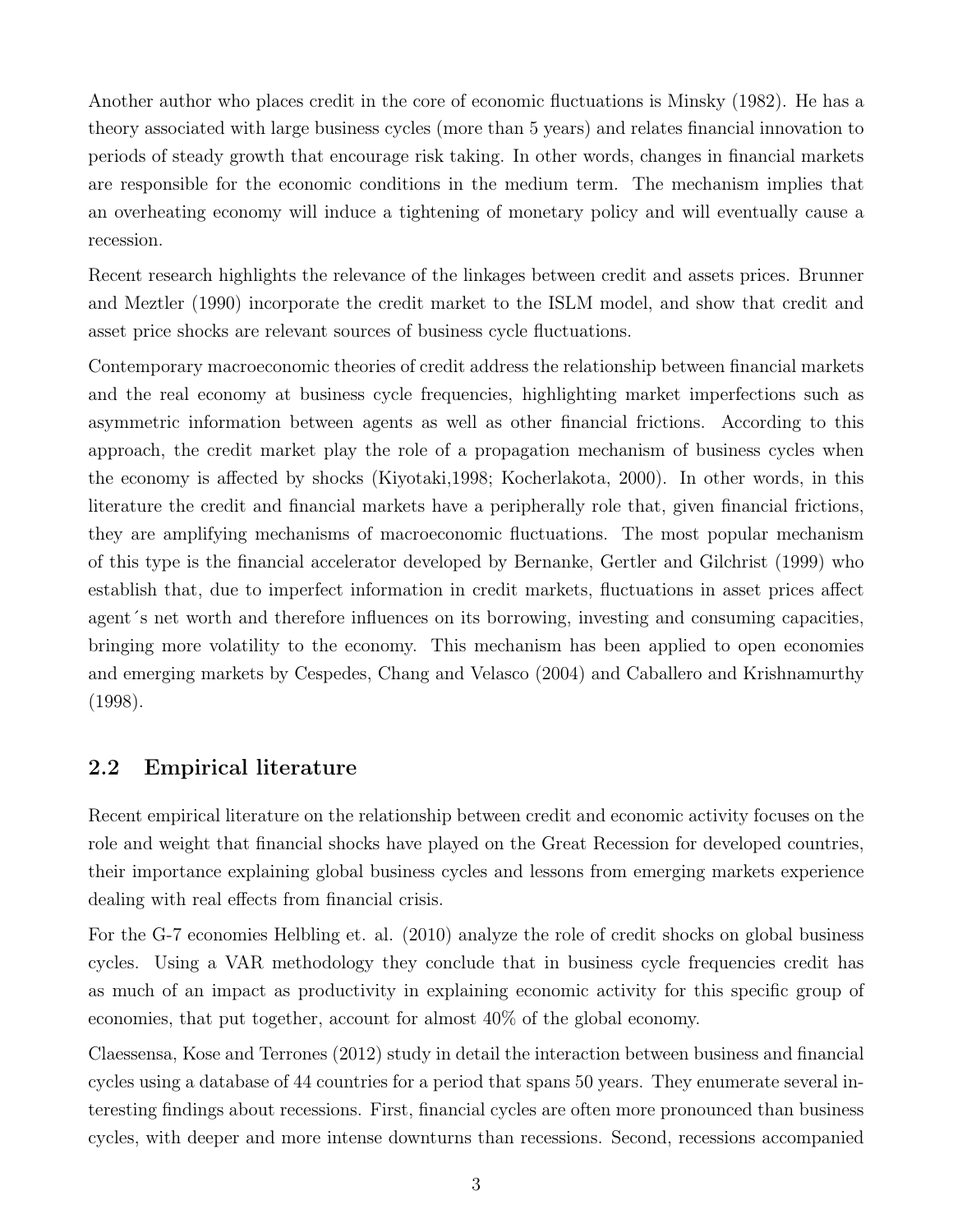Another author who places credit in the core of economic fluctuations is Minsky (1982). He has a theory associated with large business cycles (more than 5 years) and relates financial innovation to periods of steady growth that encourage risk taking. In other words, changes in financial markets are responsible for the economic conditions in the medium term. The mechanism implies that an overheating economy will induce a tightening of monetary policy and will eventually cause a recession.

Recent research highlights the relevance of the linkages between credit and assets prices. Brunner and Meztler (1990) incorporate the credit market to the ISLM model, and show that credit and asset price shocks are relevant sources of business cycle fluctuations.

Contemporary macroeconomic theories of credit address the relationship between financial markets and the real economy at business cycle frequencies, highlighting market imperfections such as asymmetric information between agents as well as other financial frictions. According to this approach, the credit market play the role of a propagation mechanism of business cycles when the economy is affected by shocks (Kiyotaki,1998; Kocherlakota, 2000). In other words, in this literature the credit and financial markets have a peripherally role that, given financial frictions, they are amplifying mechanisms of macroeconomic fluctuations. The most popular mechanism of this type is the financial accelerator developed by Bernanke, Gertler and Gilchrist (1999) who establish that, due to imperfect information in credit markets, fluctuations in asset prices affect agent´s net worth and therefore influences on its borrowing, investing and consuming capacities, bringing more volatility to the economy. This mechanism has been applied to open economies and emerging markets by Cespedes, Chang and Velasco (2004) and Caballero and Krishnamurthy (1998).

## 2.2 Empirical literature

Recent empirical literature on the relationship between credit and economic activity focuses on the role and weight that financial shocks have played on the Great Recession for developed countries, their importance explaining global business cycles and lessons from emerging markets experience dealing with real effects from financial crisis.

For the G-7 economies Helbling et. al. (2010) analyze the role of credit shocks on global business cycles. Using a VAR methodology they conclude that in business cycle frequencies credit has as much of an impact as productivity in explaining economic activity for this specific group of economies, that put together, account for almost 40% of the global economy.

Claessensa, Kose and Terrones (2012) study in detail the interaction between business and financial cycles using a database of 44 countries for a period that spans 50 years. They enumerate several interesting findings about recessions. First, financial cycles are often more pronounced than business cycles, with deeper and more intense downturns than recessions. Second, recessions accompanied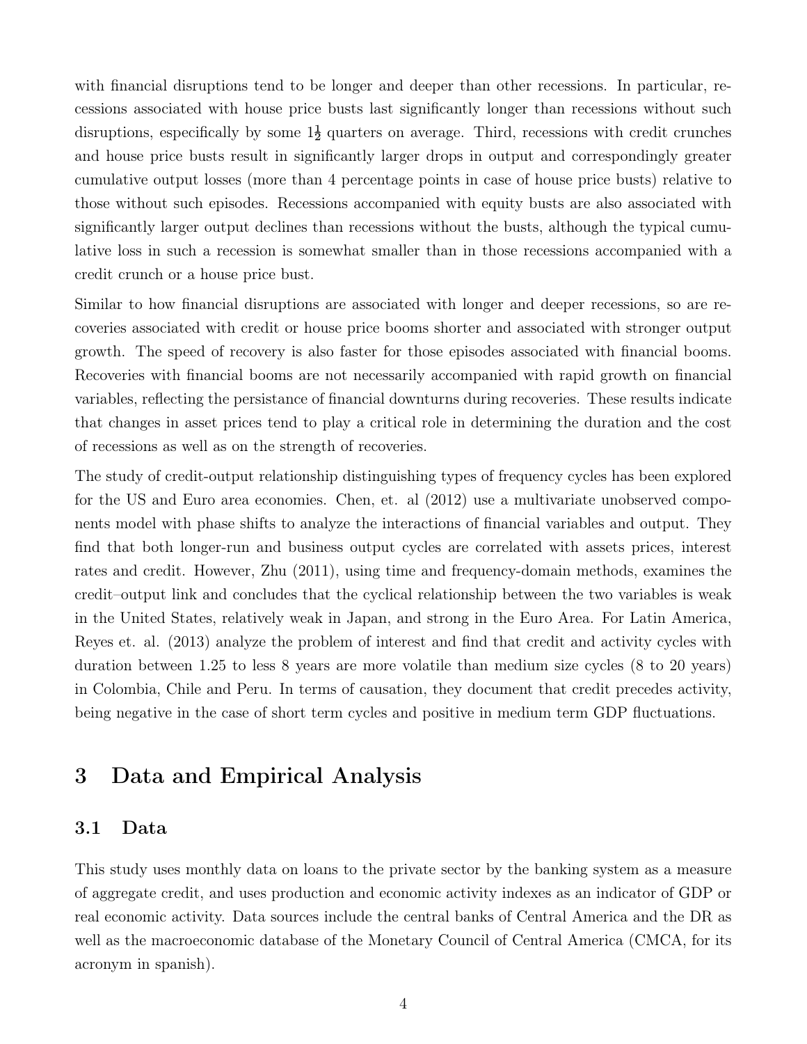with financial disruptions tend to be longer and deeper than other recessions. In particular, recessions associated with house price busts last significantly longer than recessions without such disruptions, especially by some $1\frac{1}{2}$ quarters on average. Third, recessions with credit crunches and house price busts result in significantly larger drops in output and correspondingly greater cumulative output losses (more than 4 percentage points in case of house price busts) relative to those without such episodes. Recessions accompanied with equity busts are also associated with significantly larger output declines than recessions without the busts, although the typical cumulative loss in such a recession is somewhat smaller than in those recessions accompanied with a credit crunch or a house price bust.

Similar to how financial disruptions are associated with longer and deeper recessions, so are recoveries associated with credit or house price booms shorter and associated with stronger output growth. The speed of recovery is also faster for those episodes associated with financial booms. Recoveries with financial booms are not necessarily accompanied with rapid growth on financial variables, reflecting the persistance of financial downturns during recoveries. These results indicate that changes in asset prices tend to play a critical role in determining the duration and the cost of recessions as well as on the strength of recoveries.

The study of credit-output relationship distinguishing types of frequency cycles has been explored for the US and Euro area economies. Chen, et. al (2012) use a multivariate unobserved components model with phase shifts to analyze the interactions of financial variables and output. They find that both longer-run and business output cycles are correlated with assets prices, interest rates and credit. However, Zhu (2011), using time and frequency-domain methods, examines the credit–output link and concludes that the cyclical relationship between the two variables is weak in the United States, relatively weak in Japan, and strong in the Euro Area. For Latin America, Reyes et. al. (2013) analyze the problem of interest and find that credit and activity cycles with duration between 1.25 to less 8 years are more volatile than medium size cycles (8 to 20 years) in Colombia, Chile and Peru. In terms of causation, they document that credit precedes activity, being negative in the case of short term cycles and positive in medium term GDP fluctuations.

# 3 Data and Empirical Analysis

## 3.1 Data

This study uses monthly data on loans to the private sector by the banking system as a measure of aggregate credit, and uses production and economic activity indexes as an indicator of GDP or real economic activity. Data sources include the central banks of Central America and the DR as well as the macroeconomic database of the Monetary Council of Central America (CMCA, for its acronym in spanish).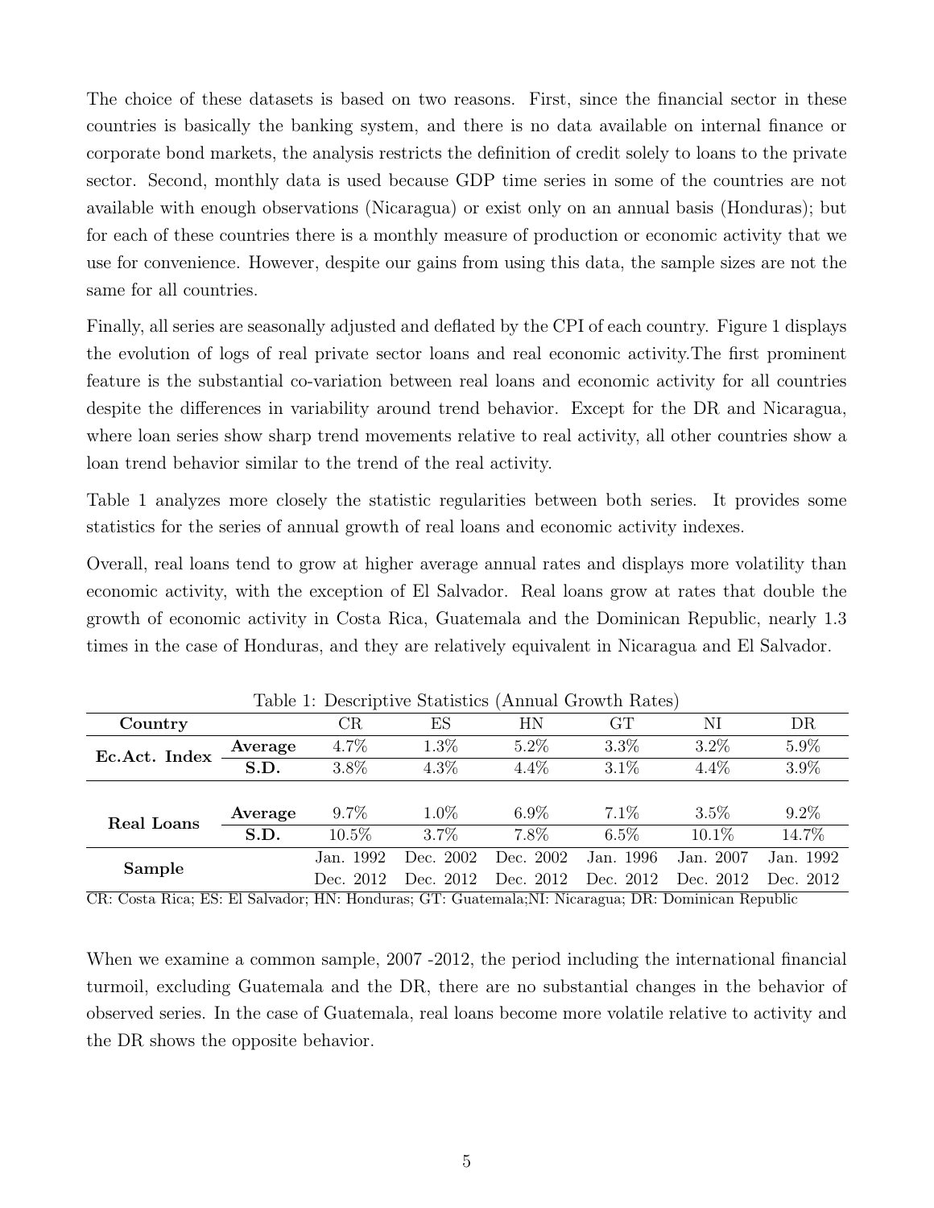The choice of these datasets is based on two reasons. First, since the financial sector in these countries is basically the banking system, and there is no data available on internal finance or corporate bond markets, the analysis restricts the definition of credit solely to loans to the private sector. Second, monthly data is used because GDP time series in some of the countries are not available with enough observations (Nicaragua) or exist only on an annual basis (Honduras); but for each of these countries there is a monthly measure of production or economic activity that we use for convenience. However, despite our gains from using this data, the sample sizes are not the same for all countries.

Finally, all series are seasonally adjusted and deflated by the CPI of each country. Figure 1 displays the evolution of logs of real private sector loans and real economic activity.The first prominent feature is the substantial co-variation between real loans and economic activity for all countries despite the differences in variability around trend behavior. Except for the DR and Nicaragua, where loan series show sharp trend movements relative to real activity, all other countries show a loan trend behavior similar to the trend of the real activity.

Table 1 analyzes more closely the statistic regularities between both series. It provides some statistics for the series of annual growth of real loans and economic activity indexes.

Overall, real loans tend to grow at higher average annual rates and displays more volatility than economic activity, with the exception of El Salvador. Real loans grow at rates that double the growth of economic activity in Costa Rica, Guatemala and the Dominican Republic, nearly 1.3 times in the case of Honduras, and they are relatively equivalent in Nicaragua and El Salvador.

Table 1: Descriptive Statistics (Annual Growth Rates)

| **Country** | | CR | ES | HN | GT | NI | DR |
|---|---|---|---|---|---|---|---|
| **Ec.Act. Index** | **Average** | 4.7% | 1.3% | 5.2% | 3.3% | 3.2% | 5.9% |
| | **S.D.** | 3.8% | 4.3% | 4.4% | 3.1% | 4.4% | 3.9% |
| **Real Loans** | **Average** | 9.7% | 1.0% | 6.9% | 7.1% | 3.5% | 9.2% |
| | **S.D.** | 10.5% | 3.7% | 7.8% | 6.5% | 10.1% | 14.7% |
| **Sample** | | Jan. 1992 | Dec. 2002 | Dec. 2002 | Jan. 1996 | Jan. 2007 | Jan. 1992 |
| | | Dec. 2012 | Dec. 2012 | Dec. 2012 | Dec. 2012 | Dec. 2012 | Dec. 2012 |

CR: Costa Rica; ES: El Salvador; HN: Honduras; GT: Guatemala;NI: Nicaragua; DR: Dominican Republic

When we examine a common sample, 2007 -2012, the period including the international financial turmoil, excluding Guatemala and the DR, there are no substantial changes in the behavior of observed series. In the case of Guatemala, real loans become more volatile relative to activity and the DR shows the opposite behavior.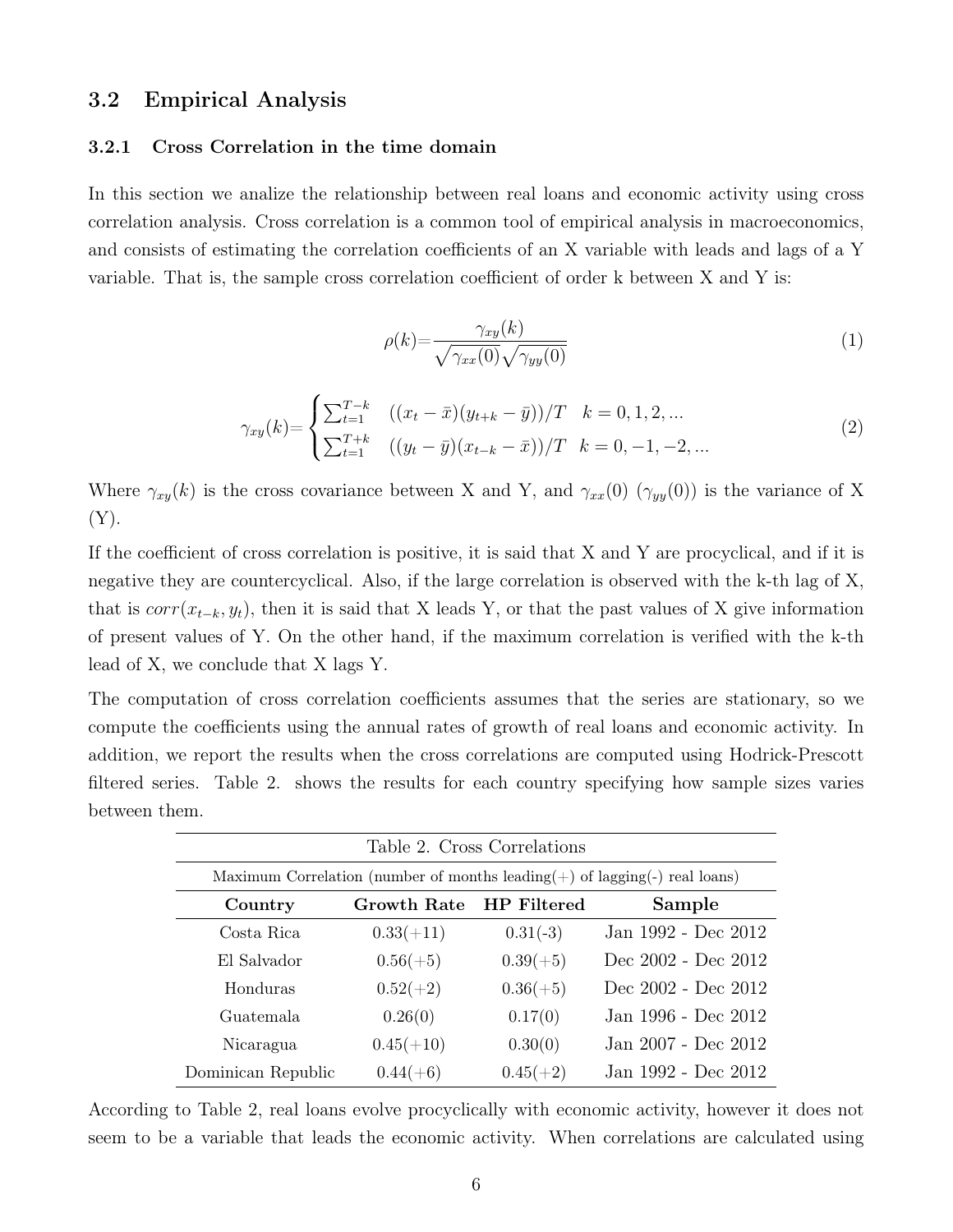## 3.2 Empirical Analysis

### 3.2.1 Cross Correlation in the time domain

In this section we analize the relationship between real loans and economic activity using cross correlation analysis. Cross correlation is a common tool of empirical analysis in macroeconomics, and consists of estimating the correlation coefficients of an X variable with leads and lags of a Y variable. That is, the sample cross correlation coefficient of order k between X and Y is:

$$\rho(k)=\frac{\gamma_{xy}(k)}{\sqrt{\gamma_{xx}(0)}\sqrt{\gamma_{yy}(0)}} \tag{1}$$

$$\gamma_{xy}(k)=\begin{cases} \sum_{t=1}^{T-k} \quad ((x_t-\bar{x})(y_{t+k}-\bar{y}))/T & k=0,1,2,... \\ \sum_{t=1}^{T+k} \quad ((y_t-\bar{y})(x_{t-k}-\bar{x}))/T & k=0,-1,-2,... \end{cases} \tag{2}$$

Where $\gamma_{xy}(k)$ is the cross covariance between X and Y, and $\gamma_{xx}(0)$ ($\gamma_{yy}(0)$) is the variance of X (Y).

If the coefficient of cross correlation is positive, it is said that X and Y are procyclical, and if it is negative they are countercyclical. Also, if the large correlation is observed with the k-th lag of X, that is $corr(x_{t-k}, y_t)$, then it is said that X leads Y, or that the past values of X give information of present values of Y. On the other hand, if the maximum correlation is verified with the k-th lead of X, we conclude that X lags Y.

The computation of cross correlation coefficients assumes that the series are stationary, so we compute the coefficients using the annual rates of growth of real loans and economic activity. In addition, we report the results when the cross correlations are computed using Hodrick-Prescott filtered series. Table 2. shows the results for each country specifying how sample sizes varies between them.

Table 2. Cross Correlations

Maximum Correlation (number of months leading(+) of lagging(-) real loans)

| Country | Growth Rate | HP Filtered | Sample |
|---|---|---|---|
| Costa Rica | 0.33(+11) | 0.31(-3) | Jan 1992 - Dec 2012 |
| El Salvador | 0.56(+5) | 0.39(+5) | Dec 2002 - Dec 2012 |
| Honduras | 0.52(+2) | 0.36(+5) | Dec 2002 - Dec 2012 |
| Guatemala | 0.26(0) | 0.17(0) | Jan 1996 - Dec 2012 |
| Nicaragua | 0.45(+10) | 0.30(0) | Jan 2007 - Dec 2012 |
| Dominican Republic | 0.44(+6) | 0.45(+2) | Jan 1992 - Dec 2012 |

According to Table 2, real loans evolve procyclically with economic activity, however it does not seem to be a variable that leads the economic activity. When correlations are calculated using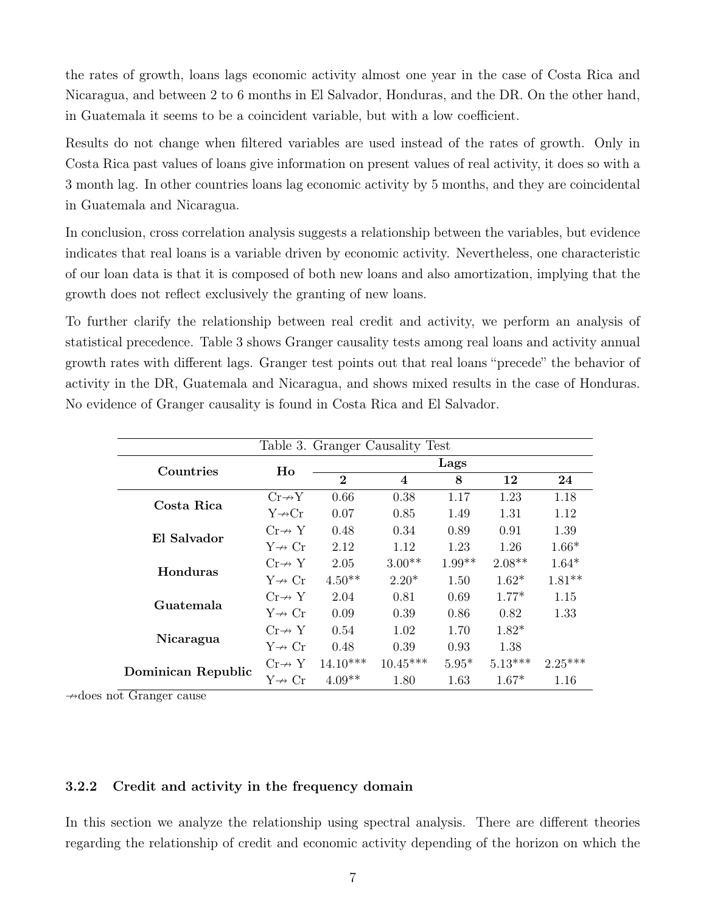the rates of growth, loans lags economic activity almost one year in the case of Costa Rica and Nicaragua, and between 2 to 6 months in El Salvador, Honduras, and the DR. On the other hand, in Guatemala it seems to be a coincident variable, but with a low coefficient.

Results do not change when filtered variables are used instead of the rates of growth. Only in Costa Rica past values of loans give information on present values of real activity, it does so with a 3 month lag. In other countries loans lag economic activity by 5 months, and they are coincidental in Guatemala and Nicaragua.

In conclusion, cross correlation analysis suggests a relationship between the variables, but evidence indicates that real loans is a variable driven by economic activity. Nevertheless, one characteristic of our loan data is that it is composed of both new loans and also amortization, implying that the growth does not reflect exclusively the granting of new loans.

To further clarify the relationship between real credit and activity, we perform an analysis of statistical precedence. Table 3 shows Granger causality tests among real loans and activity annual growth rates with different lags. Granger test points out that real loans "precede" the behavior of activity in the DR, Guatemala and Nicaragua, and shows mixed results in the case of Honduras. No evidence of Granger causality is found in Costa Rica and El Salvador.

Table 3. Granger Causality Test

| Countries | Ho | Lags | | | | |
|---|---|---|---|---|---|---|
| | | **2** | **4** | **8** | **12** | **24** |
| **Costa Rica** | Cr↛Y | 0.66 | 0.38 | 1.17 | 1.23 | 1.18 |
| | Y↛Cr | 0.07 | 0.85 | 1.49 | 1.31 | 1.12 |
| **El Salvador** | Cr↛ Y | 0.48 | 0.34 | 0.89 | 0.91 | 1.39 |
| | Y↛ Cr | 2.12 | 1.12 | 1.23 | 1.26 | 1.66* |
| **Honduras** | Cr↛ Y | 2.05 | 3.00** | 1.99** | 2.08** | 1.64* |
| | Y↛ Cr | 4.50** | 2.20* | 1.50 | 1.62* | 1.81** |
| **Guatemala** | Cr↛ Y | 2.04 | 0.81 | 0.69 | 1.77* | 1.15 |
| | Y↛ Cr | 0.09 | 0.39 | 0.86 | 0.82 | 1.33 |
| **Nicaragua** | Cr↛ Y | 0.54 | 1.02 | 1.70 | 1.82* | |
| | Y↛ Cr | 0.48 | 0.39 | 0.93 | 1.38 | |
| **Dominican Republic** | Cr↛ Y | 14.10*** | 10.45*** | 5.95* | 5.13*** | 2.25*** |
| | Y↛ Cr | 4.09** | 1.80 | 1.63 | 1.67* | 1.16 |

↛does not Granger cause

### 3.2.2 Credit and activity in the frequency domain

In this section we analyze the relationship using spectral analysis. There are different theories regarding the relationship of credit and economic activity depending of the horizon on which the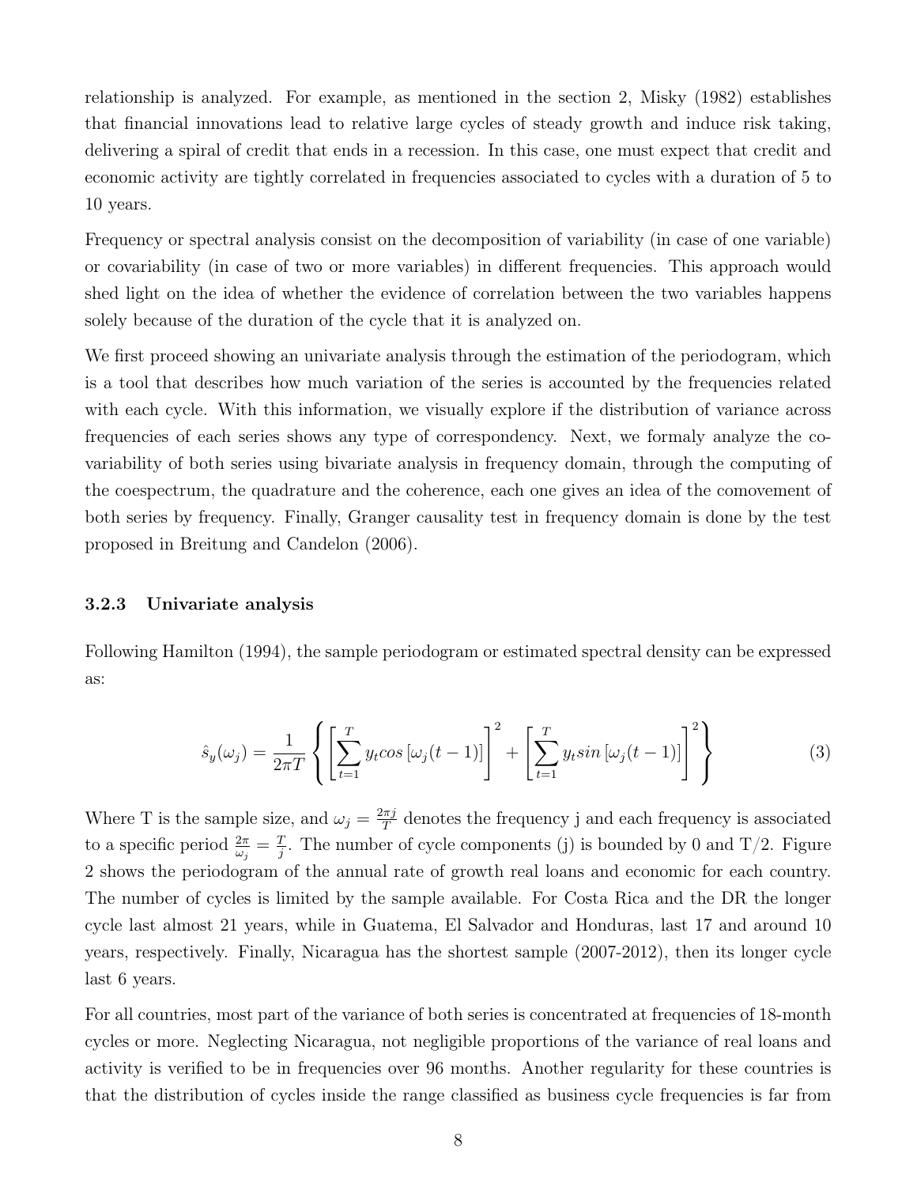relationship is analyzed. For example, as mentioned in the section 2, Misky (1982) establishes that financial innovations lead to relative large cycles of steady growth and induce risk taking, delivering a spiral of credit that ends in a recession. In this case, one must expect that credit and economic activity are tightly correlated in frequencies associated to cycles with a duration of 5 to 10 years.

Frequency or spectral analysis consist on the decomposition of variability (in case of one variable) or covariability (in case of two or more variables) in different frequencies. This approach would shed light on the idea of whether the evidence of correlation between the two variables happens solely because of the duration of the cycle that it is analyzed on.

We first proceed showing an univariate analysis through the estimation of the periodogram, which is a tool that describes how much variation of the series is accounted by the frequencies related with each cycle. With this information, we visually explore if the distribution of variance across frequencies of each series shows any type of correspondency. Next, we formaly analyze the co-variability of both series using bivariate analysis in frequency domain, through the computing of the coespectrum, the quadrature and the coherence, each one gives an idea of the comovement of both series by frequency. Finally, Granger causality test in frequency domain is done by the test proposed in Breitung and Candelon (2006).

### 3.2.3 Univariate analysis

Following Hamilton (1994), the sample periodogram or estimated spectral density can be expressed as:

$$\hat{s}_y(\omega_j) = \frac{1}{2\pi T}\left\{\left[\sum_{t=1}^{T} y_t cos\left[\omega_j(t-1)\right]\right]^2 + \left[\sum_{t=1}^{T} y_t sin\left[\omega_j(t-1)\right]\right]^2\right\} \tag{3}$$

Where T is the sample size, and $\omega_j = \frac{2\pi j}{T}$ denotes the frequency j and each frequency is associated to a specific period $\frac{2\pi}{\omega_j} = \frac{T}{j}$. The number of cycle components (j) is bounded by 0 and T/2. Figure 2 shows the periodogram of the annual rate of growth real loans and economic for each country. The number of cycles is limited by the sample available. For Costa Rica and the DR the longer cycle last almost 21 years, while in Guatema, El Salvador and Honduras, last 17 and around 10 years, respectively. Finally, Nicaragua has the shortest sample (2007-2012), then its longer cycle last 6 years.

For all countries, most part of the variance of both series is concentrated at frequencies of 18-month cycles or more. Neglecting Nicaragua, not negligible proportions of the variance of real loans and activity is verified to be in frequencies over 96 months. Another regularity for these countries is that the distribution of cycles inside the range classified as business cycle frequencies is far from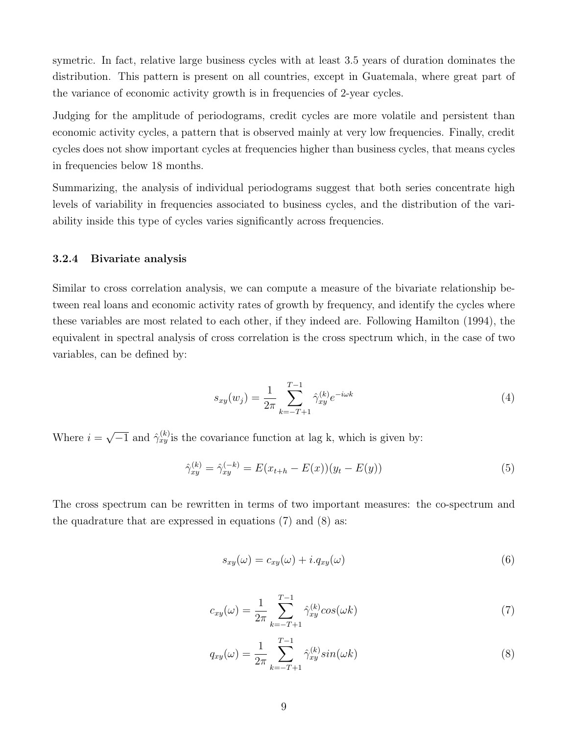symetric. In fact, relative large business cycles with at least 3.5 years of duration dominates the distribution. This pattern is present on all countries, except in Guatemala, where great part of the variance of economic activity growth is in frequencies of 2-year cycles.

Judging for the amplitude of periodograms, credit cycles are more volatile and persistent than economic activity cycles, a pattern that is observed mainly at very low frequencies. Finally, credit cycles does not show important cycles at frequencies higher than business cycles, that means cycles in frequencies below 18 months.

Summarizing, the analysis of individual periodograms suggest that both series concentrate high levels of variability in frequencies associated to business cycles, and the distribution of the variability inside this type of cycles varies significantly across frequencies.

#### 3.2.4 Bivariate analysis

Similar to cross correlation analysis, we can compute a measure of the bivariate relationship between real loans and economic activity rates of growth by frequency, and identify the cycles where these variables are most related to each other, if they indeed are. Following Hamilton (1994), the equivalent in spectral analysis of cross correlation is the cross spectrum which, in the case of two variables, can be defined by:

$$s_{xy}(w_j) = \frac{1}{2\pi} \sum_{k=-T+1}^{T-1} \hat{\gamma}_{xy}^{(k)} e^{-i\omega k} \tag{4}$$

Where $i = \sqrt{-1}$ and $\hat{\gamma}_{xy}^{(k)}$is the covariance function at lag k, which is given by:

$$\hat{\gamma}_{xy}^{(k)} = \hat{\gamma}_{xy}^{(-k)} = E(x_{t+h} - E(x))(y_t - E(y)) \tag{5}$$

The cross spectrum can be rewritten in terms of two important measures: the co-spectrum and the quadrature that are expressed in equations (7) and (8) as:

$$s_{xy}(\omega) = c_{xy}(\omega) + i.q_{xy}(\omega) \tag{6}$$

$$c_{xy}(\omega) = \frac{1}{2\pi} \sum_{k=-T+1}^{T-1} \hat{\gamma}_{xy}^{(k)} cos(\omega k) \tag{7}$$

$$q_{xy}(\omega) = \frac{1}{2\pi} \sum_{k=-T+1}^{T-1} \hat{\gamma}_{xy}^{(k)} sin(\omega k) \tag{8}$$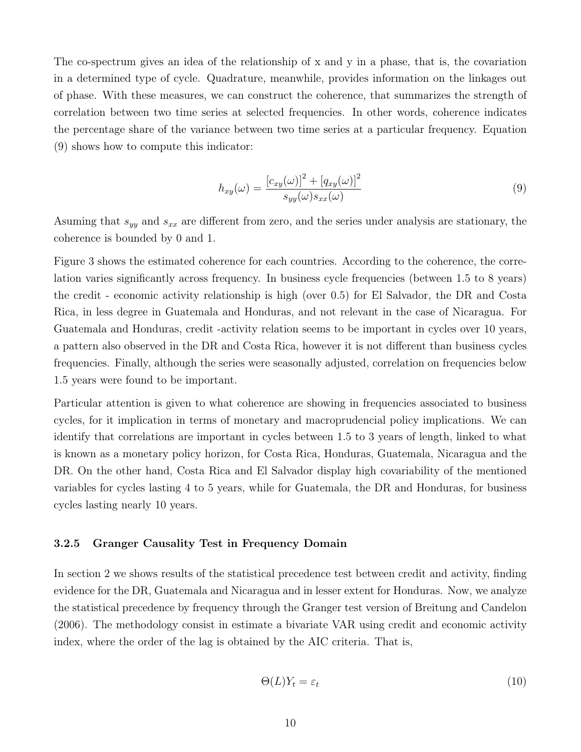The co-spectrum gives an idea of the relationship of x and y in a phase, that is, the covariation in a determined type of cycle. Quadrature, meanwhile, provides information on the linkages out of phase. With these measures, we can construct the coherence, that summarizes the strength of correlation between two time series at selected frequencies. In other words, coherence indicates the percentage share of the variance between two time series at a particular frequency. Equation (9) shows how to compute this indicator:

$$h_{xy}(\omega) = \frac{[c_{xy}(\omega)]^2 + [q_{xy}(\omega)]^2}{s_{yy}(\omega)s_{xx}(\omega)} \tag{9}$$

Asuming that $s_{yy}$ and $s_{xx}$ are different from zero, and the series under analysis are stationary, the coherence is bounded by 0 and 1.

Figure 3 shows the estimated coherence for each countries. According to the coherence, the correlation varies significantly across frequency. In business cycle frequencies (between 1.5 to 8 years) the credit - economic activity relationship is high (over 0.5) for El Salvador, the DR and Costa Rica, in less degree in Guatemala and Honduras, and not relevant in the case of Nicaragua. For Guatemala and Honduras, credit -activity relation seems to be important in cycles over 10 years, a pattern also observed in the DR and Costa Rica, however it is not different than business cycles frequencies. Finally, although the series were seasonally adjusted, correlation on frequencies below 1.5 years were found to be important.

Particular attention is given to what coherence are showing in frequencies associated to business cycles, for it implication in terms of monetary and macroprudencial policy implications. We can identify that correlations are important in cycles between 1.5 to 3 years of length, linked to what is known as a monetary policy horizon, for Costa Rica, Honduras, Guatemala, Nicaragua and the DR. On the other hand, Costa Rica and El Salvador display high covariability of the mentioned variables for cycles lasting 4 to 5 years, while for Guatemala, the DR and Honduras, for business cycles lasting nearly 10 years.

#### 3.2.5 Granger Causality Test in Frequency Domain

In section 2 we shows results of the statistical precedence test between credit and activity, finding evidence for the DR, Guatemala and Nicaragua and in lesser extent for Honduras. Now, we analyze the statistical precedence by frequency through the Granger test version of Breitung and Candelon (2006). The methodology consist in estimate a bivariate VAR using credit and economic activity index, where the order of the lag is obtained by the AIC criteria. That is,

$$\Theta(L)Y_t = \varepsilon_t \tag{10}$$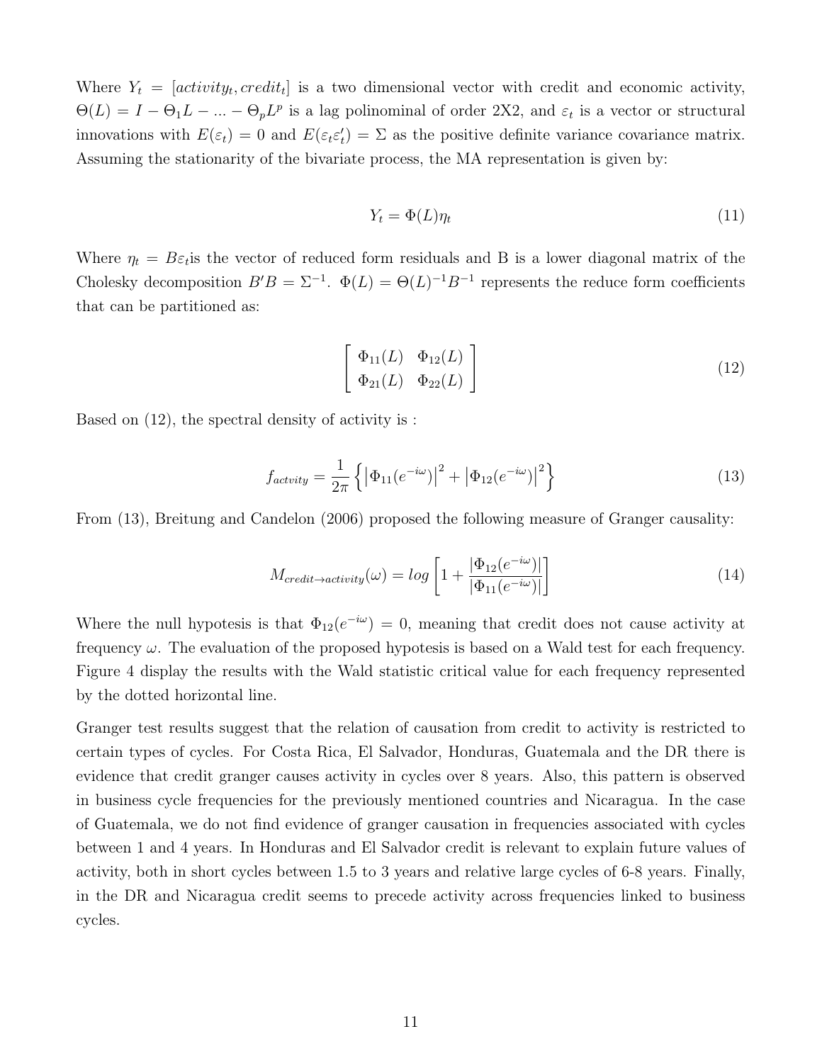Where $Y_t = [activity_t, credit_t]$ is a two dimensional vector with credit and economic activity, $\Theta(L) = I - \Theta_1 L - ... - \Theta_p L^p$ is a lag polinominal of order 2X2, and $\varepsilon_t$ is a vector or structural innovations with $E(\varepsilon_t) = 0$ and $E(\varepsilon_t \varepsilon_t') = \Sigma$ as the positive definite variance covariance matrix. Assuming the stationarity of the bivariate process, the MA representation is given by:

$$Y_t = \Phi(L)\eta_t \tag{11}$$

Where $\eta_t = B\varepsilon_t$is the vector of reduced form residuals and B is a lower diagonal matrix of the Cholesky decomposition $B'B = \Sigma^{-1}$. $\Phi(L) = \Theta(L)^{-1}B^{-1}$ represents the reduce form coefficients that can be partitioned as:

$$\begin{bmatrix} \Phi_{11}(L) & \Phi_{12}(L) \\ \Phi_{21}(L) & \Phi_{22}(L) \end{bmatrix} \tag{12}$$

Based on (12), the spectral density of activity is :

$$f_{actvity} = \frac{1}{2\pi}\left\{ \left|\Phi_{11}(e^{-i\omega})\right|^2 + \left|\Phi_{12}(e^{-i\omega})\right|^2 \right\} \tag{13}$$

From (13), Breitung and Candelon (2006) proposed the following measure of Granger causality:

$$M_{credit \rightarrow activity}(\omega) = log\left[1 + \frac{|\Phi_{12}(e^{-i\omega})|}{|\Phi_{11}(e^{-i\omega})|}\right] \tag{14}$$

Where the null hypotesis is that $\Phi_{12}(e^{-i\omega}) = 0$, meaning that credit does not cause activity at frequency $\omega$. The evaluation of the proposed hypotesis is based on a Wald test for each frequency. Figure 4 display the results with the Wald statistic critical value for each frequency represented by the dotted horizontal line.

Granger test results suggest that the relation of causation from credit to activity is restricted to certain types of cycles. For Costa Rica, El Salvador, Honduras, Guatemala and the DR there is evidence that credit granger causes activity in cycles over 8 years. Also, this pattern is observed in business cycle frequencies for the previously mentioned countries and Nicaragua. In the case of Guatemala, we do not find evidence of granger causation in frequencies associated with cycles between 1 and 4 years. In Honduras and El Salvador credit is relevant to explain future values of activity, both in short cycles between 1.5 to 3 years and relative large cycles of 6-8 years. Finally, in the DR and Nicaragua credit seems to precede activity across frequencies linked to business cycles.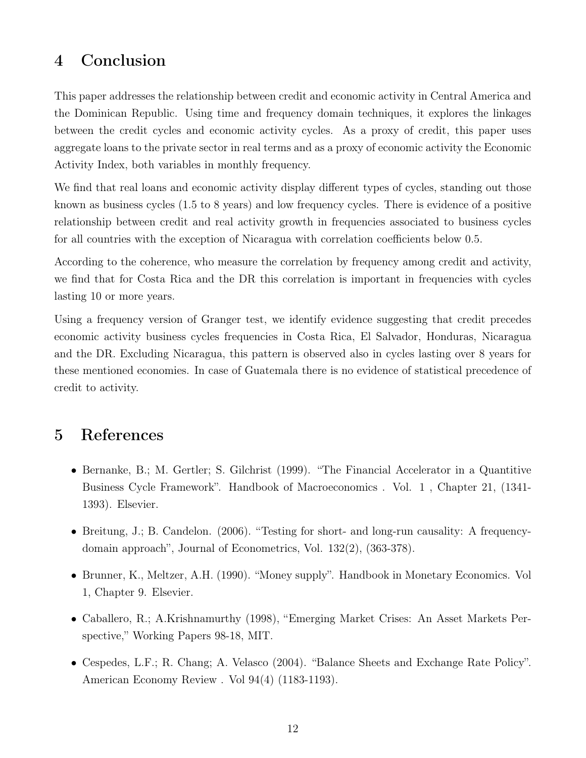# 4 Conclusion

This paper addresses the relationship between credit and economic activity in Central America and the Dominican Republic. Using time and frequency domain techniques, it explores the linkages between the credit cycles and economic activity cycles. As a proxy of credit, this paper uses aggregate loans to the private sector in real terms and as a proxy of economic activity the Economic Activity Index, both variables in monthly frequency.

We find that real loans and economic activity display different types of cycles, standing out those known as business cycles (1.5 to 8 years) and low frequency cycles. There is evidence of a positive relationship between credit and real activity growth in frequencies associated to business cycles for all countries with the exception of Nicaragua with correlation coefficients below 0.5.

According to the coherence, who measure the correlation by frequency among credit and activity, we find that for Costa Rica and the DR this correlation is important in frequencies with cycles lasting 10 or more years.

Using a frequency version of Granger test, we identify evidence suggesting that credit precedes economic activity business cycles frequencies in Costa Rica, El Salvador, Honduras, Nicaragua and the DR. Excluding Nicaragua, this pattern is observed also in cycles lasting over 8 years for these mentioned economies. In case of Guatemala there is no evidence of statistical precedence of credit to activity.

# 5 References

- Bernanke, B.; M. Gertler; S. Gilchrist (1999). "The Financial Accelerator in a Quantitive Business Cycle Framework". Handbook of Macroeconomics . Vol. 1 , Chapter 21, (1341-1393). Elsevier.
- Breitung, J.; B. Candelon. (2006). "Testing for short- and long-run causality: A frequency-domain approach", Journal of Econometrics, Vol. 132(2), (363-378).
- Brunner, K., Meltzer, A.H. (1990). "Money supply". Handbook in Monetary Economics. Vol 1, Chapter 9. Elsevier.
- Caballero, R.; A.Krishnamurthy (1998), "Emerging Market Crises: An Asset Markets Perspective," Working Papers 98-18, MIT.
- Cespedes, L.F.; R. Chang; A. Velasco (2004). "Balance Sheets and Exchange Rate Policy". American Economy Review . Vol 94(4) (1183-1193).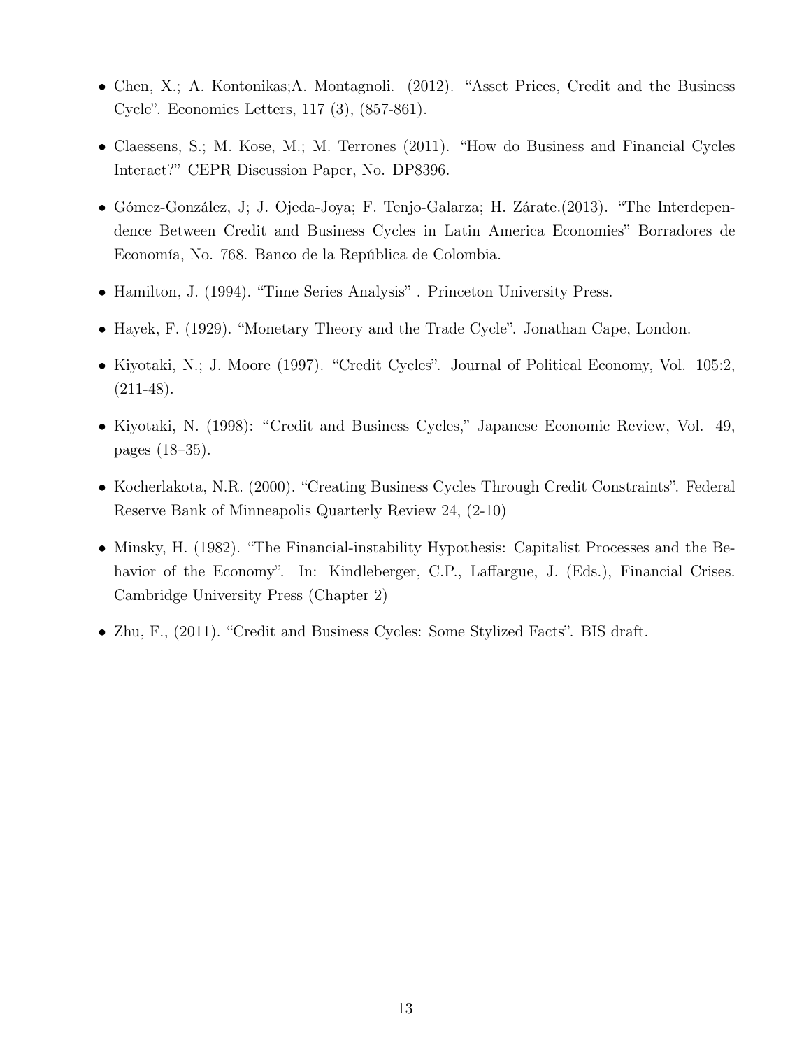- Chen, X.; A. Kontonikas;A. Montagnoli. (2012). "Asset Prices, Credit and the Business Cycle". Economics Letters, 117 (3), (857-861).

- Claessens, S.; M. Kose, M.; M. Terrones (2011). "How do Business and Financial Cycles Interact?" CEPR Discussion Paper, No. DP8396.

- Gómez-González, J; J. Ojeda-Joya; F. Tenjo-Galarza; H. Zárate.(2013). "The Interdependence Between Credit and Business Cycles in Latin America Economies" Borradores de Economía, No. 768. Banco de la República de Colombia.

- Hamilton, J. (1994). "Time Series Analysis" . Princeton University Press.

- Hayek, F. (1929). "Monetary Theory and the Trade Cycle". Jonathan Cape, London.

- Kiyotaki, N.; J. Moore (1997). "Credit Cycles". Journal of Political Economy, Vol. 105:2, (211-48).

- Kiyotaki, N. (1998): "Credit and Business Cycles," Japanese Economic Review, Vol. 49, pages (18–35).

- Kocherlakota, N.R. (2000). "Creating Business Cycles Through Credit Constraints". Federal Reserve Bank of Minneapolis Quarterly Review 24, (2-10)

- Minsky, H. (1982). "The Financial-instability Hypothesis: Capitalist Processes and the Behavior of the Economy". In: Kindleberger, C.P., Laffargue, J. (Eds.), Financial Crises. Cambridge University Press (Chapter 2)

- Zhu, F., (2011). "Credit and Business Cycles: Some Stylized Facts". BIS draft.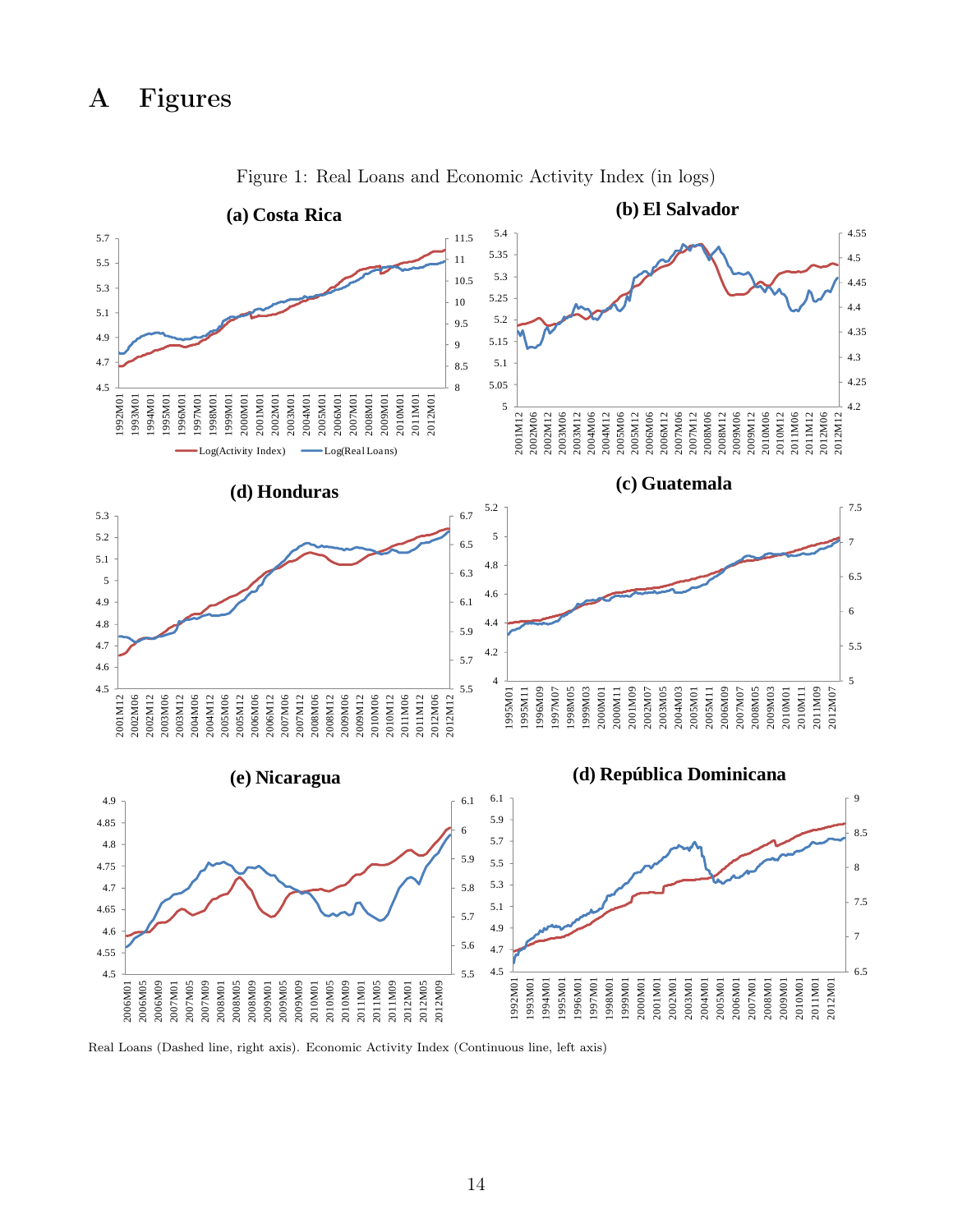# A Figures

Figure 1: Real Loans and Economic Activity Index (in logs)

Real Loans (Dashed line, right axis). Economic Activity Index (Continuous line, left axis)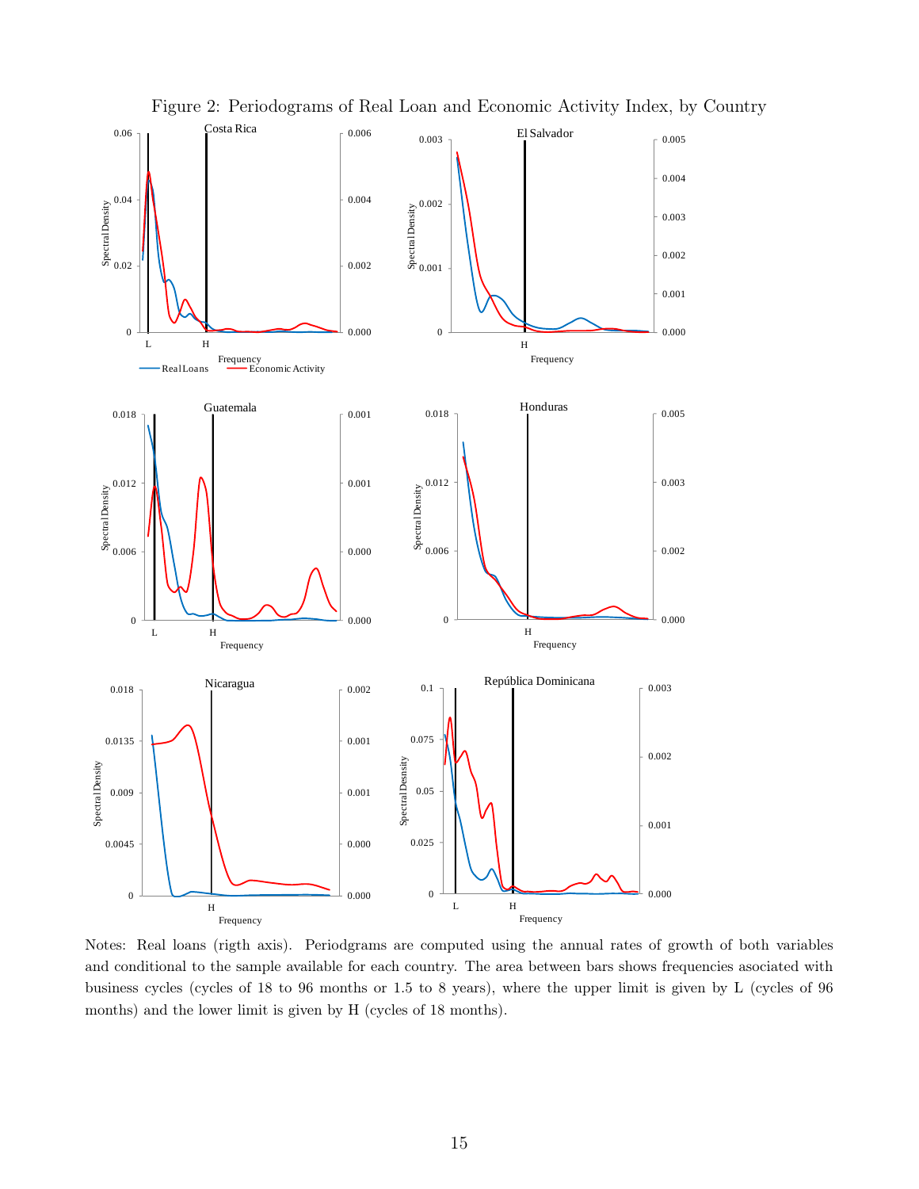Figure 2: Periodograms of Real Loan and Economic Activity Index, by Country

Notes: Real loans (rigth axis). Periodgrams are computed using the annual rates of growth of both variables and conditional to the sample available for each country. The area between bars shows frequencies asociated with business cycles (cycles of 18 to 96 months or 1.5 to 8 years), where the upper limit is given by L (cycles of 96 months) and the lower limit is given by H (cycles of 18 months).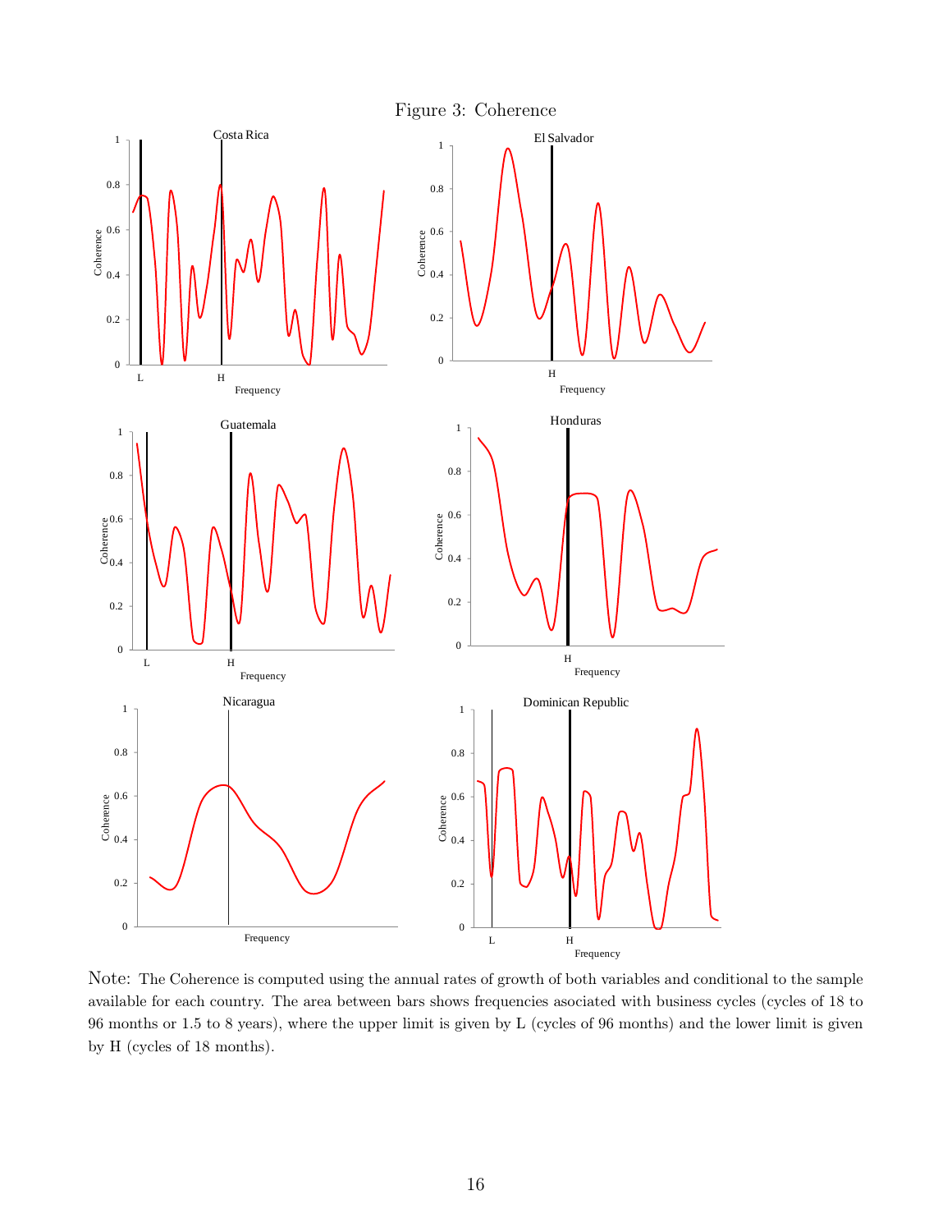Figure 3: Coherence

Note: The Coherence is computed using the annual rates of growth of both variables and conditional to the sample available for each country. The area between bars shows frequencies asociated with business cycles (cycles of 18 to 96 months or 1.5 to 8 years), where the upper limit is given by L (cycles of 96 months) and the lower limit is given by H (cycles of 18 months).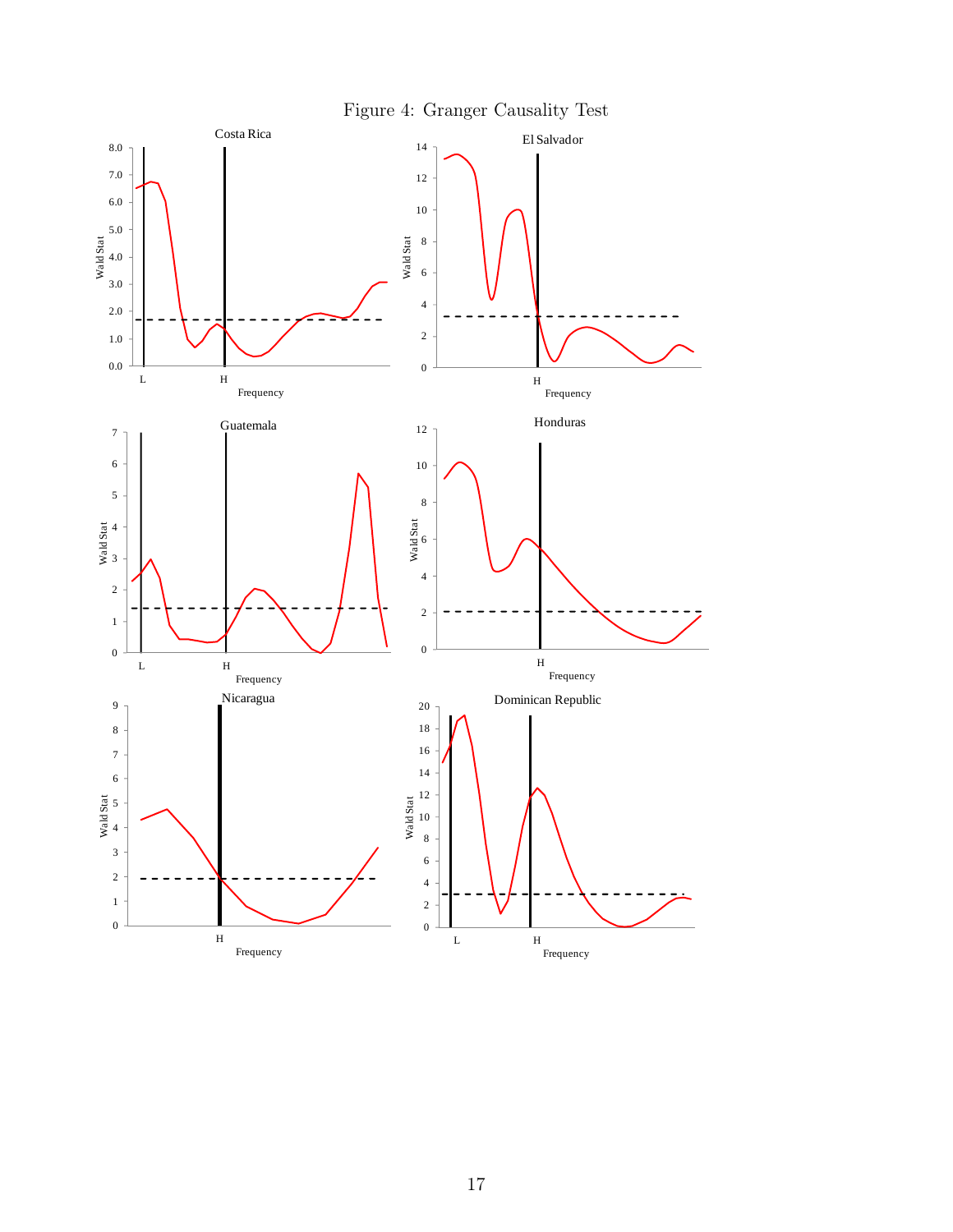Figure 4: Granger Causality Test

Costa Rica

El Salvador

Guatemala

Honduras

Nicaragua

Dominican Republic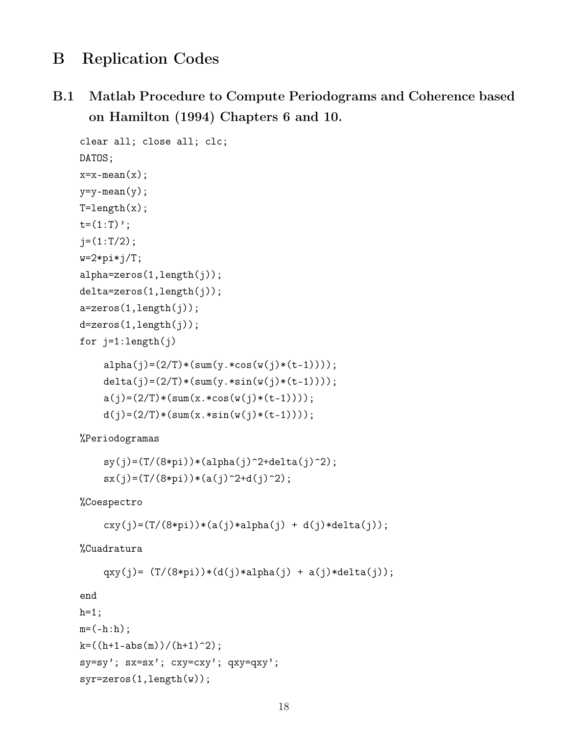# B Replication Codes

## B.1 Matlab Procedure to Compute Periodograms and Coherence based on Hamilton (1994) Chapters 6 and 10.

```
clear all; close all; clc;
DATOS;
x=x-mean(x);
y=y-mean(y);
T=length(x);
t=(1:T)';
j=(1:T/2);
w=2*pi*j/T;
alpha=zeros(1,length(j));
delta=zeros(1,length(j));
a=zeros(1,length(j));
d=zeros(1,length(j));
for j=1:length(j)

    alpha(j)=(2/T)*(sum(y.*cos(w(j)*(t-1))));
    delta(j)=(2/T)*(sum(y.*sin(w(j)*(t-1))));
    a(j)=(2/T)*(sum(x.*cos(w(j)*(t-1))));
    d(j)=(2/T)*(sum(x.*sin(w(j)*(t-1))));

%Periodogramas

    sy(j)=(T/(8*pi))*(alpha(j)^2+delta(j)^2);
    sx(j)=(T/(8*pi))*(a(j)^2+d(j)^2);

%Coespectro

    cxy(j)=(T/(8*pi))*(a(j)*alpha(j) + d(j)*delta(j));

%Cuadratura

    qxy(j)= (T/(8*pi))*(d(j)*alpha(j) + a(j)*delta(j));

end
h=1;
m=(-h:h);
k=((h+1-abs(m))/(h+1)^2);
sy=sy'; sx=sx'; cxy=cxy'; qxy=qxy';
syr=zeros(1,length(w));
```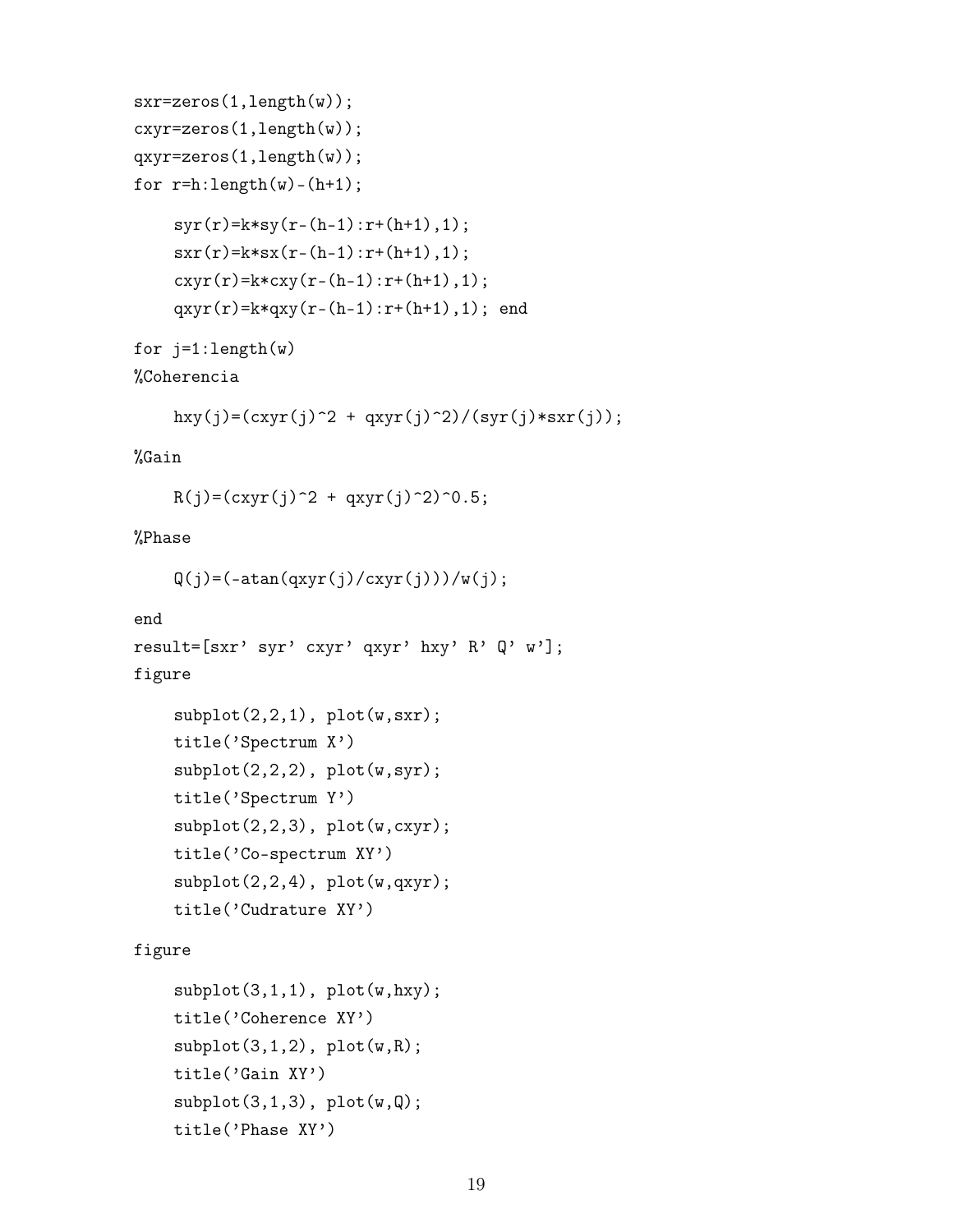```
sxr=zeros(1,length(w));
cxyr=zeros(1,length(w));
qxyr=zeros(1,length(w));
for r=h:length(w)-(h+1);

    syr(r)=k*sy(r-(h-1):r+(h+1),1);
    sxr(r)=k*sx(r-(h-1):r+(h+1),1);
    cxyr(r)=k*cxy(r-(h-1):r+(h+1),1);
    qxyr(r)=k*qxy(r-(h-1):r+(h+1),1); end

for j=1:length(w)
%Coherencia

    hxy(j)=(cxyr(j)^2 + qxyr(j)^2)/(syr(j)*sxr(j));

%Gain

    R(j)=(cxyr(j)^2 + qxyr(j)^2)^0.5;

%Phase

    Q(j)=(-atan(qxyr(j)/cxyr(j)))/w(j);

end
result=[sxr' syr' cxyr' qxyr' hxy' R' Q' w'];
figure

    subplot(2,2,1), plot(w,sxr);
    title('Spectrum X')
    subplot(2,2,2), plot(w,syr);
    title('Spectrum Y')
    subplot(2,2,3), plot(w,cxyr);
    title('Co-spectrum XY')
    subplot(2,2,4), plot(w,qxyr);
    title('Cudrature XY')

figure

    subplot(3,1,1), plot(w,hxy);
    title('Coherence XY')
    subplot(3,1,2), plot(w,R);
    title('Gain XY')
    subplot(3,1,3), plot(w,Q);
    title('Phase XY')
```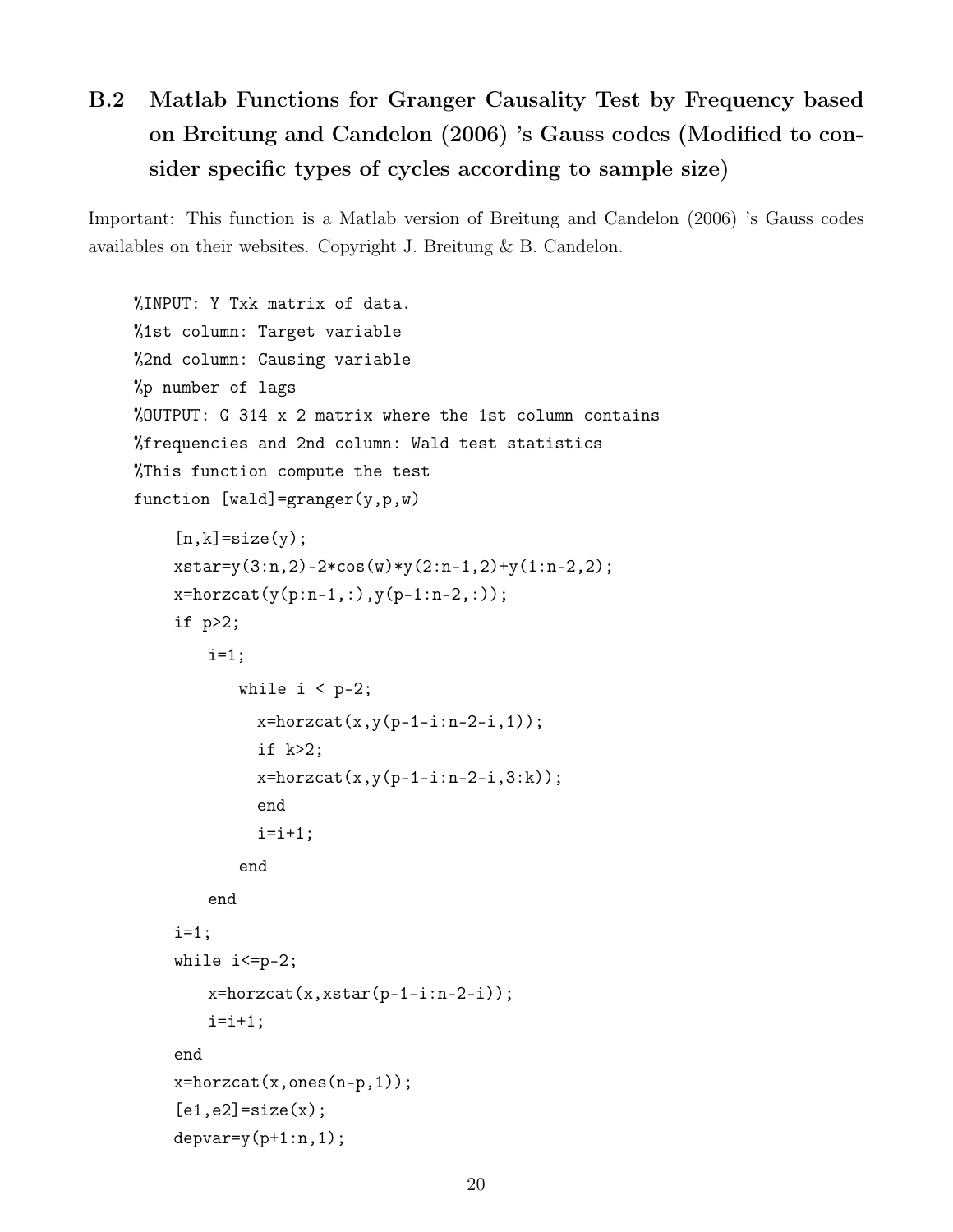## B.2 Matlab Functions for Granger Causality Test by Frequency based on Breitung and Candelon (2006) 's Gauss codes (Modified to consider specific types of cycles according to sample size)

Important: This function is a Matlab version of Breitung and Candelon (2006) 's Gauss codes availables on their websites. Copyright J. Breitung & B. Candelon.

```
%INPUT: Y Txk matrix of data.
%1st column: Target variable
%2nd column: Causing variable
%p number of lags
%OUTPUT: G 314 x 2 matrix where the 1st column contains
%frequencies and 2nd column: Wald test statistics
%This function compute the test
function [wald]=granger(y,p,w)
    [n,k]=size(y);
    xstar=y(3:n,2)-2*cos(w)*y(2:n-1,2)+y(1:n-2,2);
    x=horzcat(y(p:n-1,:),y(p-1:n-2,:));
    if p>2;
        i=1;
            while i < p-2;
              x=horzcat(x,y(p-1-i:n-2-i,1));
              if k>2;
              x=horzcat(x,y(p-1-i:n-2-i,3:k));
              end
              i=i+1;
            end
        end
    i=1;
    while i<=p-2;
        x=horzcat(x,xstar(p-1-i:n-2-i));
        i=i+1;
    end
    x=horzcat(x,ones(n-p,1));
    [e1,e2]=size(x);
    depvar=y(p+1:n,1);
```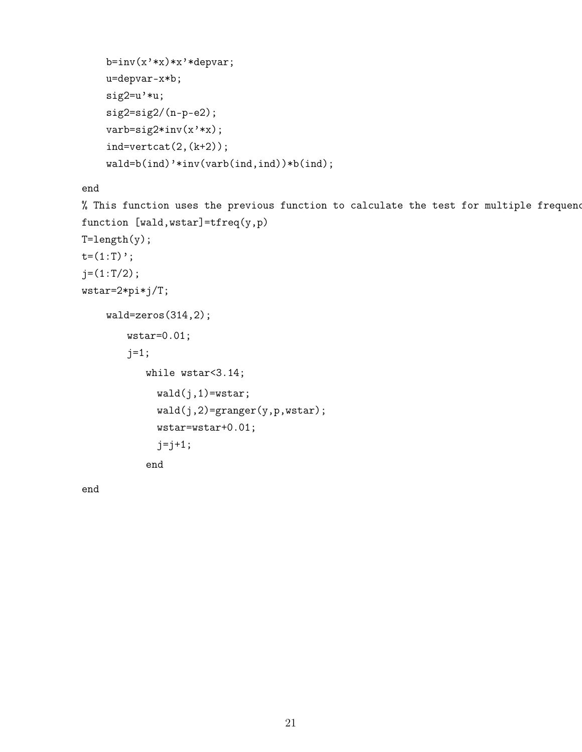```
    b=inv(x'*x)*x'*depvar;
    u=depvar-x*b;
    sig2=u'*u;
    sig2=sig2/(n-p-e2);
    varb=sig2*inv(x'*x);
    ind=vertcat(2,(k+2));
    wald=b(ind)'*inv(varb(ind,ind))*b(ind);

end
% This function uses the previous function to calculate the test for multiple frequenc
function [wald,wstar]=tfreq(y,p)
T=length(y);
t=(1:T)';
j=(1:T/2);
wstar=2*pi*j/T;

    wald=zeros(314,2);
        wstar=0.01;
        j=1;
            while wstar<3.14;
              wald(j,1)=wstar;
              wald(j,2)=granger(y,p,wstar);
              wstar=wstar+0.01;
              j=j+1;
            end

end
```